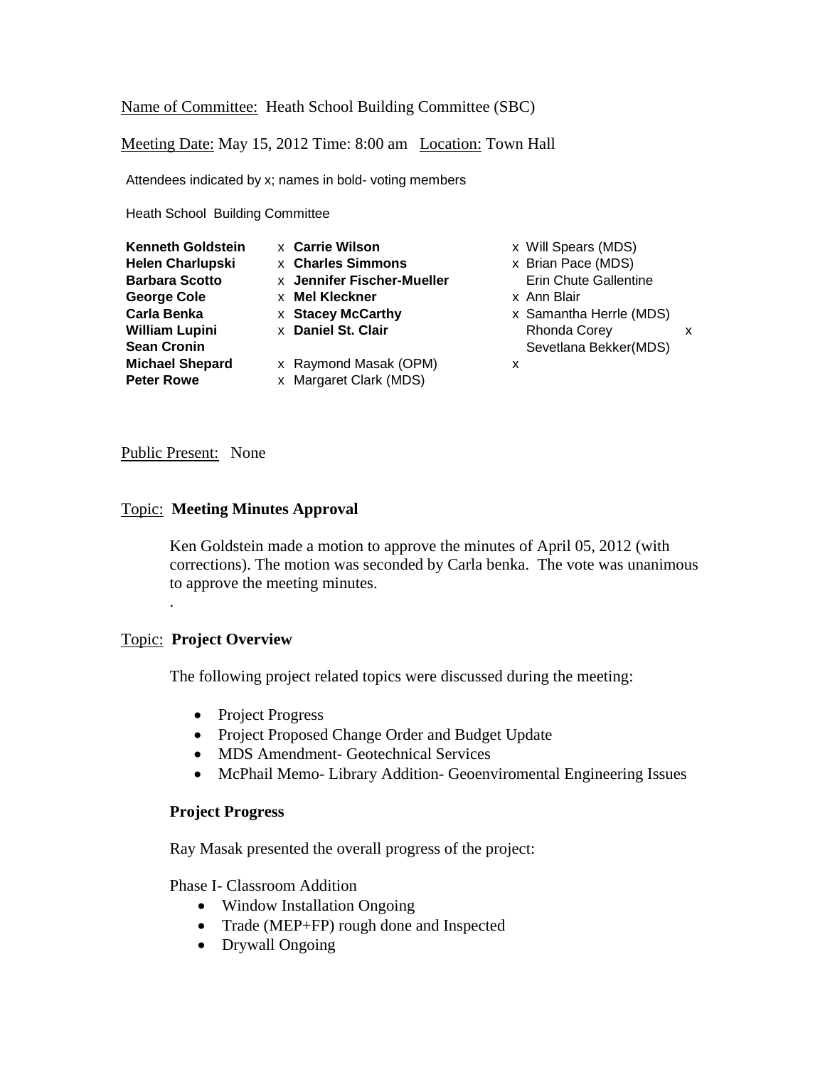Name of Committee: Heath School Building Committee (SBC)

Meeting Date: May 15, 2012 Time: 8:00 am Location: Town Hall

Attendees indicated by x; names in bold- voting members

Heath School Building Committee

| | | | | |
|---|---|---|---|---|
| **Kenneth Goldstein** | x | **Carrie Wilson** | x | Will Spears (MDS) |
| **Helen Charlupski** | x | **Charles Simmons** | x | Brian Pace (MDS) |
| **Barbara Scotto** | x | **Jennifer Fischer-Mueller** | | Erin Chute Gallentine |
| **George Cole** | x | **Mel Kleckner** | x | Ann Blair |
| **Carla Benka** | x | **Stacey McCarthy** | x | Samantha Herrle (MDS) |
| **William Lupini** | x | **Daniel St. Clair** | | Rhonda Corey x |
| **Sean Cronin** | | | | Sevetlana Bekker(MDS) |
| **Michael Shepard** | x | Raymond Masak (OPM) | x | |
| **Peter Rowe** | x | Margaret Clark (MDS) | | |

Public Present: None

## Topic: **Meeting Minutes Approval**

Ken Goldstein made a motion to approve the minutes of April 05, 2012 (with corrections). The motion was seconded by Carla benka. The vote was unanimous to approve the meeting minutes.

.

## Topic: **Project Overview**

The following project related topics were discussed during the meeting:

- Project Progress
- Project Proposed Change Order and Budget Update
- MDS Amendment- Geotechnical Services
- McPhail Memo- Library Addition- Geoenviromental Engineering Issues

### Project Progress

Ray Masak presented the overall progress of the project:

Phase I- Classroom Addition

- Window Installation Ongoing
- Trade (MEP+FP) rough done and Inspected
- Drywall Ongoing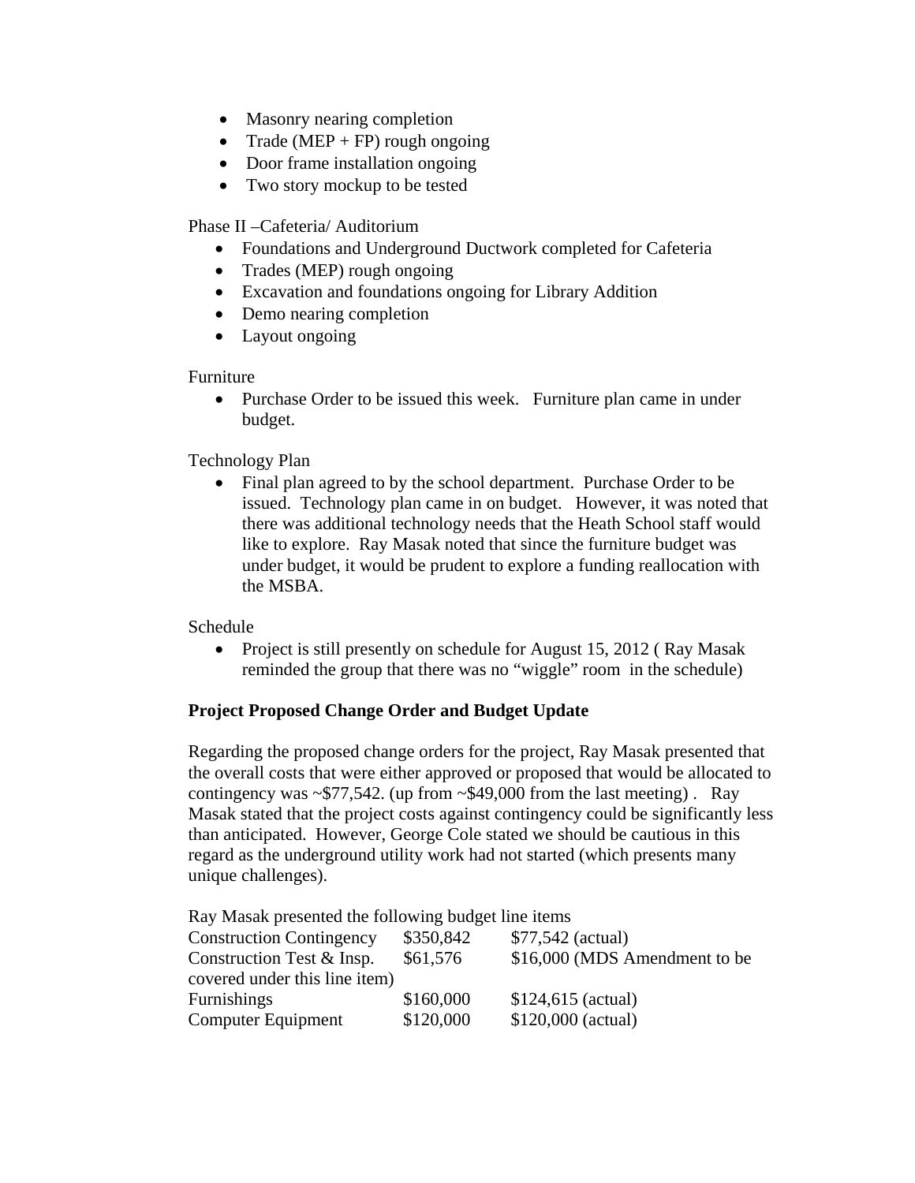- Masonry nearing completion
- Trade (MEP + FP) rough ongoing
- Door frame installation ongoing
- Two story mockup to be tested

Phase II –Cafeteria/ Auditorium

- Foundations and Underground Ductwork completed for Cafeteria
- Trades (MEP) rough ongoing
- Excavation and foundations ongoing for Library Addition
- Demo nearing completion
- Layout ongoing

Furniture

- Purchase Order to be issued this week. Furniture plan came in under budget.

Technology Plan

- Final plan agreed to by the school department. Purchase Order to be issued. Technology plan came in on budget. However, it was noted that there was additional technology needs that the Heath School staff would like to explore. Ray Masak noted that since the furniture budget was under budget, it would be prudent to explore a funding reallocation with the MSBA.

Schedule

- Project is still presently on schedule for August 15, 2012 ( Ray Masak reminded the group that there was no "wiggle" room in the schedule)

**Project Proposed Change Order and Budget Update**

Regarding the proposed change orders for the project, Ray Masak presented that the overall costs that were either approved or proposed that would be allocated to contingency was ~$77,542. (up from ~$49,000 from the last meeting) . Ray Masak stated that the project costs against contingency could be significantly less than anticipated. However, George Cole stated we should be cautious in this regard as the underground utility work had not started (which presents many unique challenges).

Ray Masak presented the following budget line items

| | | |
|---|---|---|
| Construction Contingency | $350,842 | $77,542 (actual) |
| Construction Test & Insp. | $61,576 | $16,000 (MDS Amendment to be covered under this line item) |
| Furnishings | $160,000 | $124,615 (actual) |
| Computer Equipment | $120,000 | $120,000 (actual) |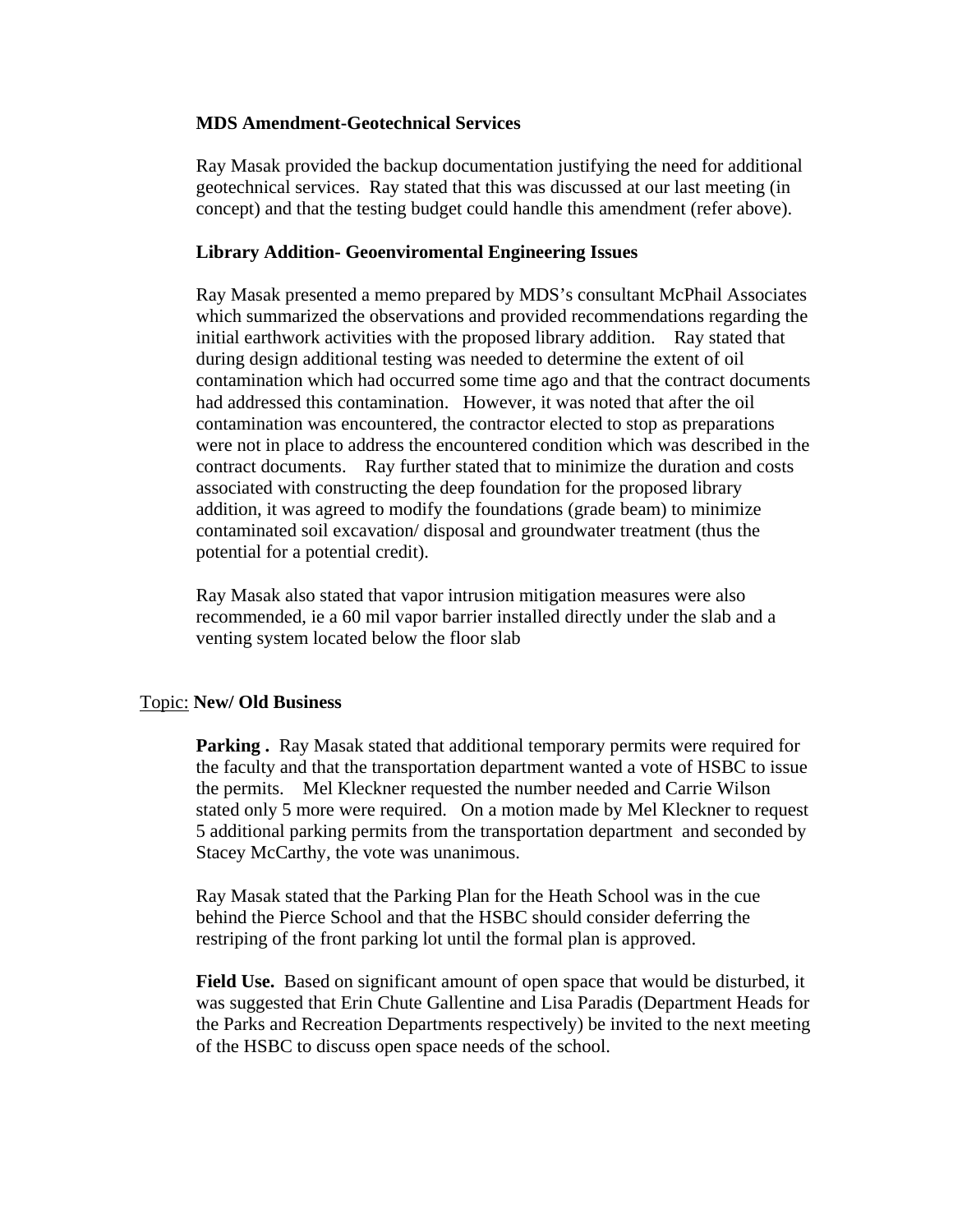**MDS Amendment-Geotechnical Services**

Ray Masak provided the backup documentation justifying the need for additional geotechnical services. Ray stated that this was discussed at our last meeting (in concept) and that the testing budget could handle this amendment (refer above).

**Library Addition- Geoenviromental Engineering Issues**

Ray Masak presented a memo prepared by MDS's consultant McPhail Associates which summarized the observations and provided recommendations regarding the initial earthwork activities with the proposed library addition. Ray stated that during design additional testing was needed to determine the extent of oil contamination which had occurred some time ago and that the contract documents had addressed this contamination. However, it was noted that after the oil contamination was encountered, the contractor elected to stop as preparations were not in place to address the encountered condition which was described in the contract documents. Ray further stated that to minimize the duration and costs associated with constructing the deep foundation for the proposed library addition, it was agreed to modify the foundations (grade beam) to minimize contaminated soil excavation/ disposal and groundwater treatment (thus the potential for a potential credit).

Ray Masak also stated that vapor intrusion mitigation measures were also recommended, ie a 60 mil vapor barrier installed directly under the slab and a venting system located below the floor slab

Topic: **New/ Old Business**

**Parking .** Ray Masak stated that additional temporary permits were required for the faculty and that the transportation department wanted a vote of HSBC to issue the permits. Mel Kleckner requested the number needed and Carrie Wilson stated only 5 more were required. On a motion made by Mel Kleckner to request 5 additional parking permits from the transportation department and seconded by Stacey McCarthy, the vote was unanimous.

Ray Masak stated that the Parking Plan for the Heath School was in the cue behind the Pierce School and that the HSBC should consider deferring the restriping of the front parking lot until the formal plan is approved.

**Field Use.** Based on significant amount of open space that would be disturbed, it was suggested that Erin Chute Gallentine and Lisa Paradis (Department Heads for the Parks and Recreation Departments respectively) be invited to the next meeting of the HSBC to discuss open space needs of the school.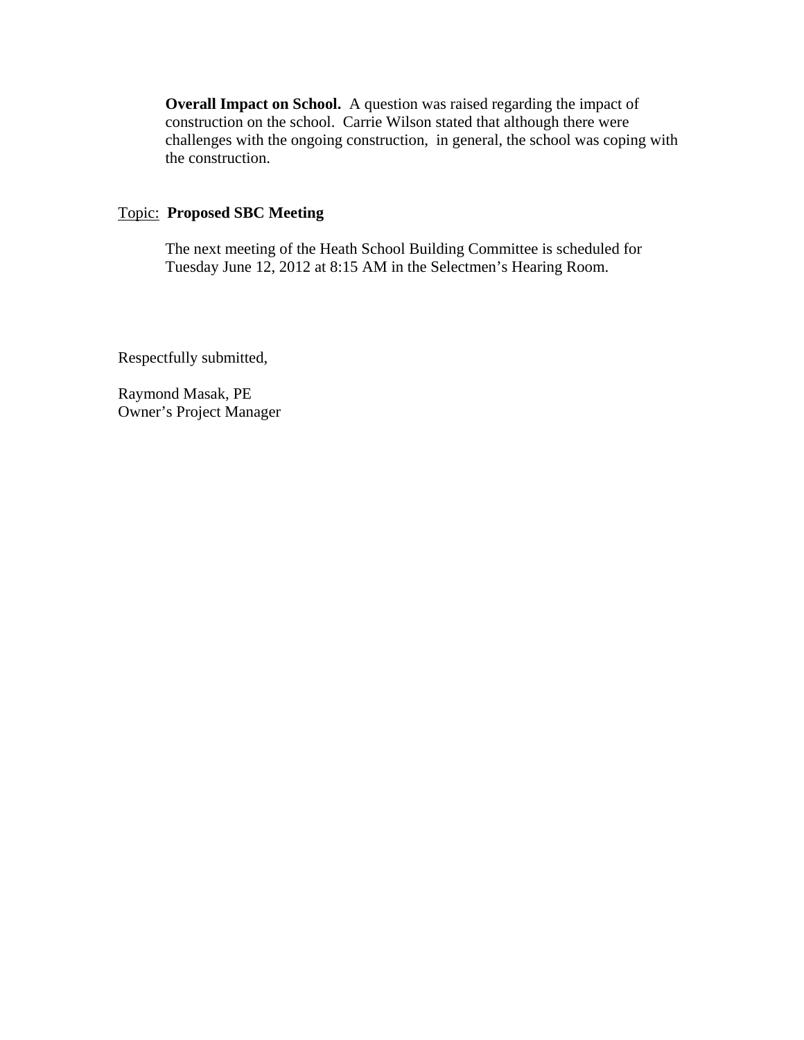**Overall Impact on School.** A question was raised regarding the impact of construction on the school. Carrie Wilson stated that although there were challenges with the ongoing construction, in general, the school was coping with the construction.

Topic: **Proposed SBC Meeting**

The next meeting of the Heath School Building Committee is scheduled for Tuesday June 12, 2012 at 8:15 AM in the Selectmen's Hearing Room.

Respectfully submitted,

Raymond Masak, PE
Owner's Project Manager